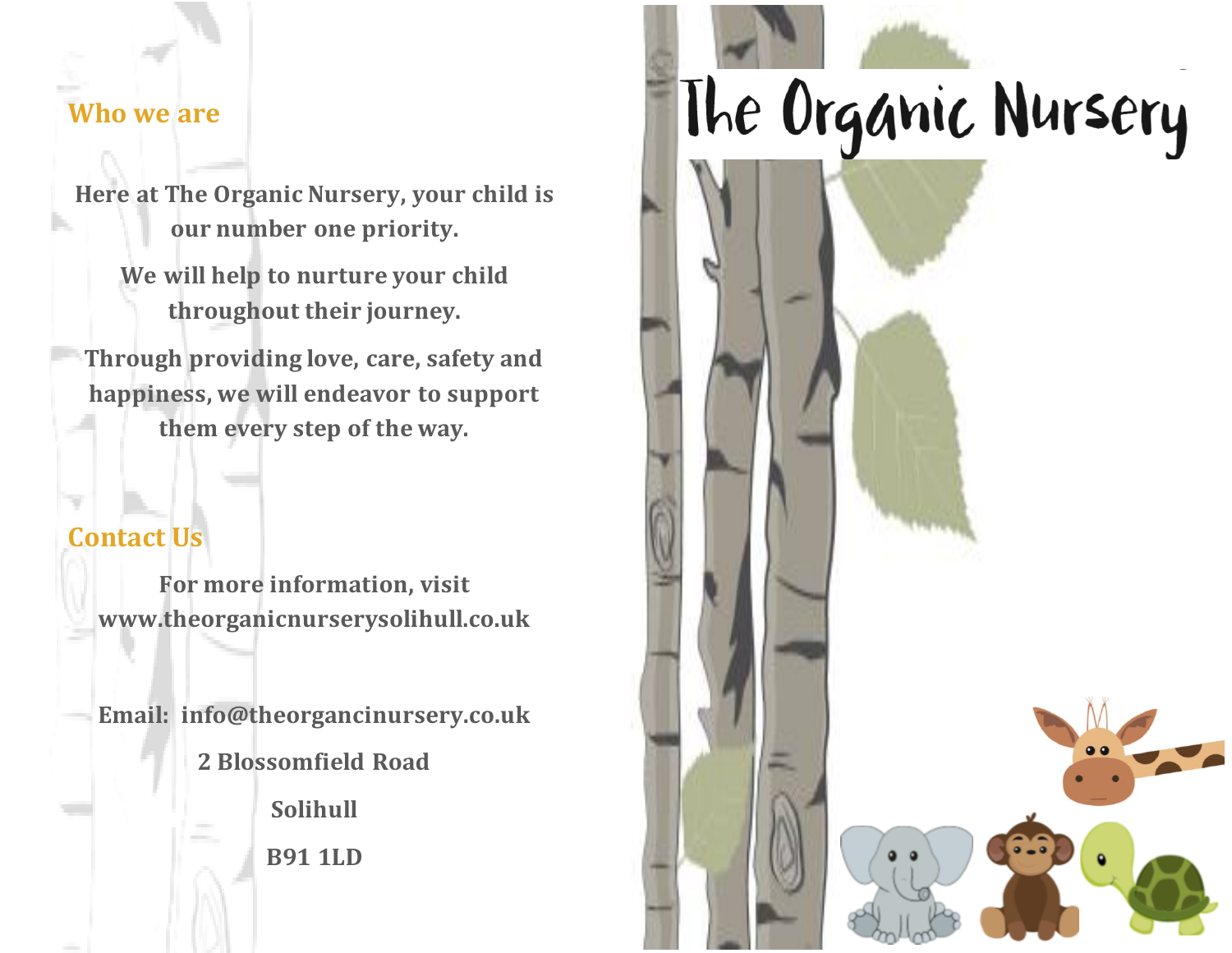# The Organic Nursery

## Who we are

**Here at The Organic Nursery, your child is our number one priority.**

**We will help to nurture your child throughout their journey.**

**Through providing love, care, safety and happiness, we will endeavor to support them every step of the way.**

## Contact Us

**For more information, visit www.theorganicnurserysolihull.co.uk**

**Email: info@theorgancinursery.co.uk**

**2 Blossomfield Road**

**Solihull**

**B91 1LD**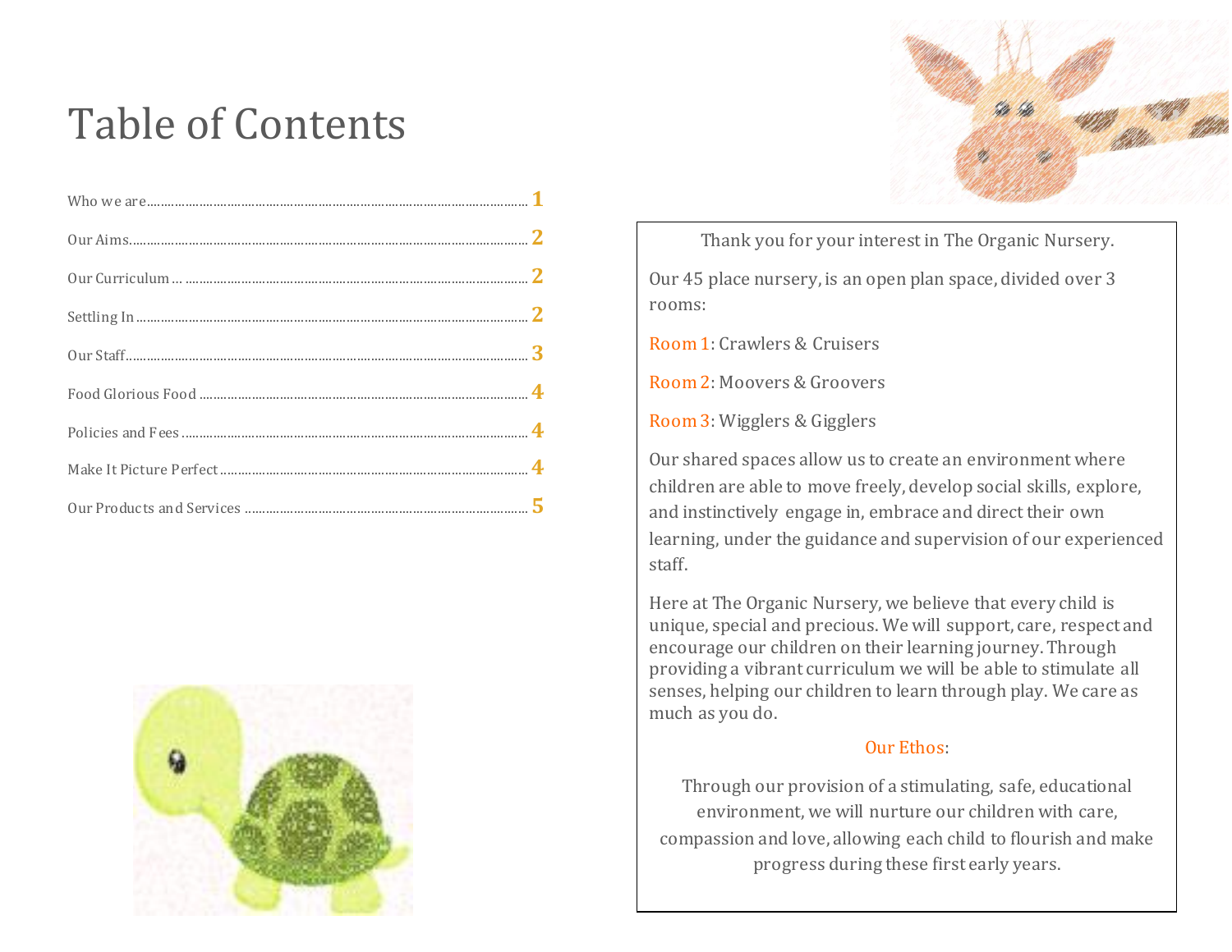# Table of Contents

| | |
|---|---|
| Who we are | 1 |
| Our Aims | 2 |
| Our Curriculum | 2 |
| Settling In | 2 |
| Our Staff | 3 |
| Food Glorious Food | 4 |
| Policies and Fees | 4 |
| Make It Picture Perfect | 4 |
| Our Products and Services | 5 |

Thank you for your interest in The Organic Nursery.

Our 45 place nursery, is an open plan space, divided over 3 rooms:

Room 1: Crawlers & Cruisers

Room 2: Moovers & Groovers

Room 3: Wigglers & Gigglers

Our shared spaces allow us to create an environment where children are able to move freely, develop social skills, explore, and instinctively engage in, embrace and direct their own learning, under the guidance and supervision of our experienced staff.

Here at The Organic Nursery, we believe that every child is unique, special and precious. We will support, care, respect and encourage our children on their learning journey. Through providing a vibrant curriculum we will be able to stimulate all senses, helping our children to learn through play. We care as much as you do.

Our Ethos:

Through our provision of a stimulating, safe, educational environment, we will nurture our children with care, compassion and love, allowing each child to flourish and make progress during these first early years.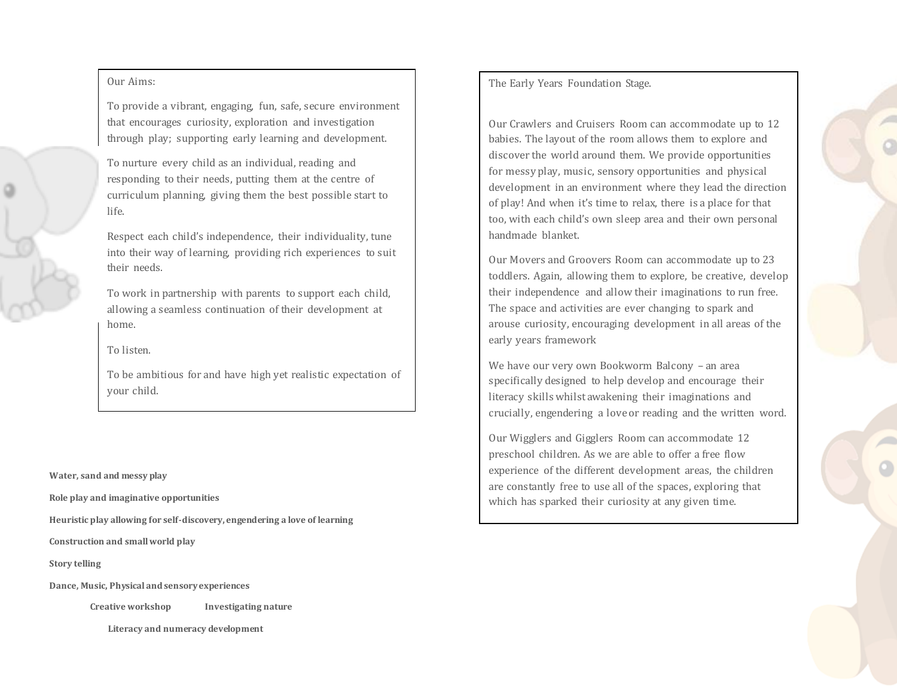## Our Aims:

To provide a vibrant, engaging, fun, safe, secure environment that encourages curiosity, exploration and investigation through play; supporting early learning and development.

To nurture every child as an individual, reading and responding to their needs, putting them at the centre of curriculum planning, giving them the best possible start to life.

Respect each child's independence, their individuality, tune into their way of learning, providing rich experiences to suit their needs.

To work in partnership with parents to support each child, allowing a seamless continuation of their development at home.

To listen.

To be ambitious for and have high yet realistic expectation of your child.

**Water, sand and messy play**

**Role play and imaginative opportunities**

**Heuristic play allowing for self-discovery, engendering a love of learning**

**Construction and small world play**

**Story telling**

**Dance, Music, Physical and sensory experiences**

**Creative workshop** **Investigating nature**

**Literacy and numeracy development**

## The Early Years Foundation Stage.

Our Crawlers and Cruisers Room can accommodate up to 12 babies. The layout of the room allows them to explore and discover the world around them. We provide opportunities for messy play, music, sensory opportunities and physical development in an environment where they lead the direction of play! And when it's time to relax, there is a place for that too, with each child's own sleep area and their own personal handmade blanket.

Our Movers and Groovers Room can accommodate up to 23 toddlers. Again, allowing them to explore, be creative, develop their independence and allow their imaginations to run free. The space and activities are ever changing to spark and arouse curiosity, encouraging development in all areas of the early years framework

We have our very own Bookworm Balcony – an area specifically designed to help develop and encourage their literacy skills whilst awakening their imaginations and crucially, engendering a love or reading and the written word.

Our Wigglers and Gigglers Room can accommodate 12 preschool children. As we are able to offer a free flow experience of the different development areas, the children are constantly free to use all of the spaces, exploring that which has sparked their curiosity at any given time.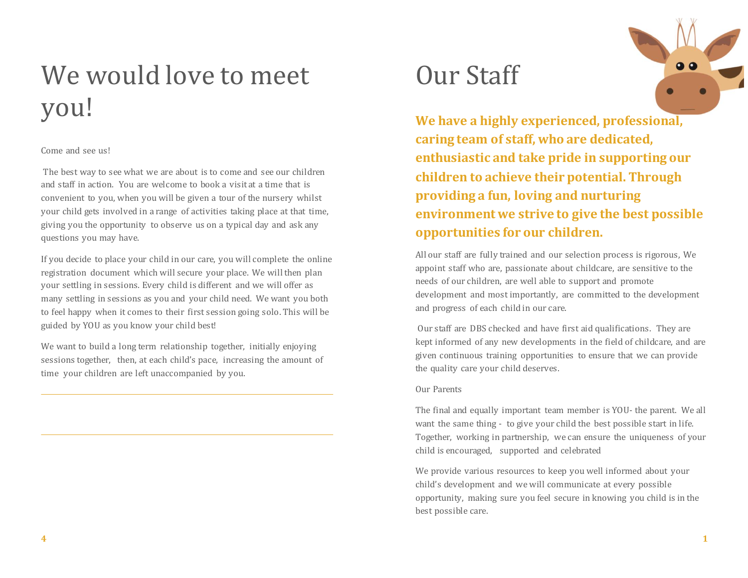# We would love to meet you!

Come and see us!

The best way to see what we are about is to come and see our children and staff in action. You are welcome to book a visit at a time that is convenient to you, when you will be given a tour of the nursery whilst your child gets involved in a range of activities taking place at that time, giving you the opportunity to observe us on a typical day and ask any questions you may have.

If you decide to place your child in our care, you will complete the online registration document which will secure your place. We will then plan your settling in sessions. Every child is different and we will offer as many settling in sessions as you and your child need. We want you both to feel happy when it comes to their first session going solo. This will be guided by YOU as you know your child best!

We want to build a long term relationship together, initially enjoying sessions together, then, at each child's pace, increasing the amount of time your children are left unaccompanied by you.

# Our Staff

**We have a highly experienced, professional, caring team of staff, who are dedicated, enthusiastic and take pride in supporting our children to achieve their potential. Through providing a fun, loving and nurturing environment we strive to give the best possible opportunities for our children.**

All our staff are fully trained and our selection process is rigorous, We appoint staff who are, passionate about childcare, are sensitive to the needs of our children, are well able to support and promote development and most importantly, are committed to the development and progress of each child in our care.

Our staff are DBS checked and have first aid qualifications. They are kept informed of any new developments in the field of childcare, and are given continuous training opportunities to ensure that we can provide the quality care your child deserves.

Our Parents

The final and equally important team member is YOU- the parent. We all want the same thing - to give your child the best possible start in life. Together, working in partnership, we can ensure the uniqueness of your child is encouraged, supported and celebrated

We provide various resources to keep you well informed about your child's development and we will communicate at every possible opportunity, making sure you feel secure in knowing you child is in the best possible care.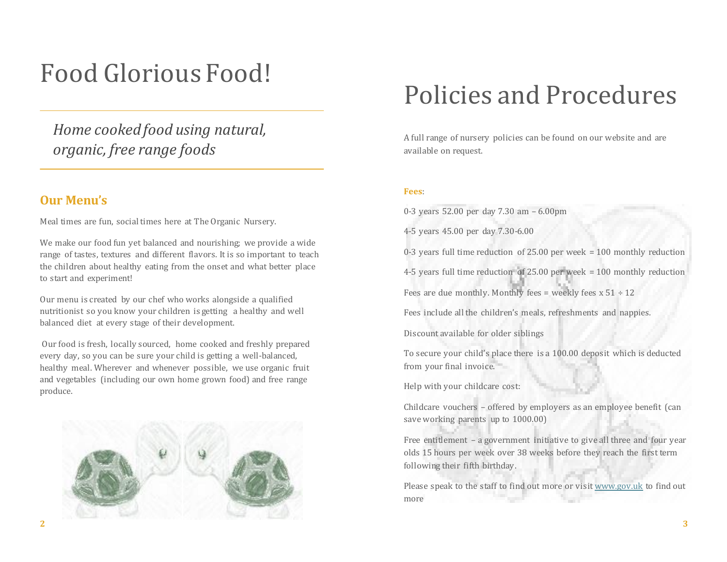# Food Glorious Food!

*Home cooked food using natural, organic, free range foods*

## Our Menu's

Meal times are fun, social times here at The Organic Nursery.

We make our food fun yet balanced and nourishing; we provide a wide range of tastes, textures and different flavors. It is so important to teach the children about healthy eating from the onset and what better place to start and experiment!

Our menu is created by our chef who works alongside a qualified nutritionist so you know your children is getting a healthy and well balanced diet at every stage of their development.

Our food is fresh, locally sourced, home cooked and freshly prepared every day, so you can be sure your child is getting a well-balanced, healthy meal. Wherever and whenever possible, we use organic fruit and vegetables (including our own home grown food) and free range produce.

# Policies and Procedures

A full range of nursery policies can be found on our website and are available on request.

**Fees**:

0-3 years 52.00 per day 7.30 am – 6.00pm

4-5 years 45.00 per day 7.30-6.00

0-3 years full time reduction of 25.00 per week = 100 monthly reduction

4-5 years full time reduction of 25.00 per week = 100 monthly reduction

Fees are due monthly. Monthly fees = weekly fees x 51 ÷ 12

Fees include all the children's meals, refreshments and nappies.

Discount available for older siblings

To secure your child's place there is a 100.00 deposit which is deducted from your final invoice.

Help with your childcare cost:

Childcare vouchers – offered by employers as an employee benefit (can save working parents up to 1000.00)

Free entitlement – a government initiative to give all three and four year olds 15 hours per week over 38 weeks before they reach the first term following their fifth birthday.

Please speak to the staff to find out more or visit www.gov.uk to find out more